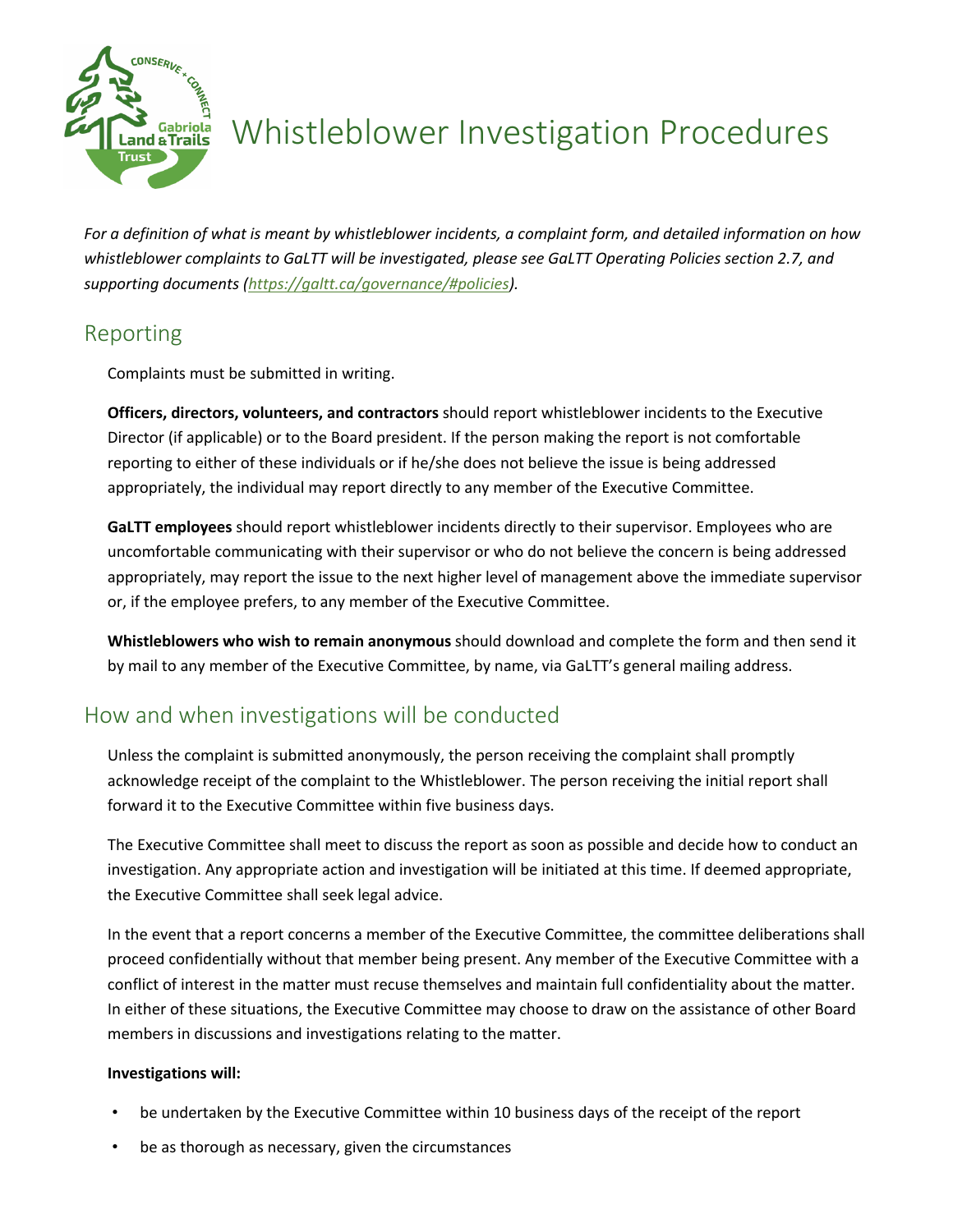# Whistleblower Investigation Procedures

*For a definition of what is meant by whistleblower incidents, a complaint form, and detailed information on how whistleblower complaints to GaLTT will be investigated, please see GaLTT Operating Policies section 2.7, and supporting documents (https://galtt.ca/governance/#policies).*

## Reporting

Complaints must be submitted in writing.

**Officers, directors, volunteers, and contractors** should report whistleblower incidents to the Executive Director (if applicable) or to the Board president. If the person making the report is not comfortable reporting to either of these individuals or if he/she does not believe the issue is being addressed appropriately, the individual may report directly to any member of the Executive Committee.

**GaLTT employees** should report whistleblower incidents directly to their supervisor. Employees who are uncomfortable communicating with their supervisor or who do not believe the concern is being addressed appropriately, may report the issue to the next higher level of management above the immediate supervisor or, if the employee prefers, to any member of the Executive Committee.

**Whistleblowers who wish to remain anonymous** should download and complete the form and then send it by mail to any member of the Executive Committee, by name, via GaLTT's general mailing address.

## How and when investigations will be conducted

Unless the complaint is submitted anonymously, the person receiving the complaint shall promptly acknowledge receipt of the complaint to the Whistleblower. The person receiving the initial report shall forward it to the Executive Committee within five business days.

The Executive Committee shall meet to discuss the report as soon as possible and decide how to conduct an investigation. Any appropriate action and investigation will be initiated at this time. If deemed appropriate, the Executive Committee shall seek legal advice.

In the event that a report concerns a member of the Executive Committee, the committee deliberations shall proceed confidentially without that member being present. Any member of the Executive Committee with a conflict of interest in the matter must recuse themselves and maintain full confidentiality about the matter. In either of these situations, the Executive Committee may choose to draw on the assistance of other Board members in discussions and investigations relating to the matter.

**Investigations will:**

- be undertaken by the Executive Committee within 10 business days of the receipt of the report
- be as thorough as necessary, given the circumstances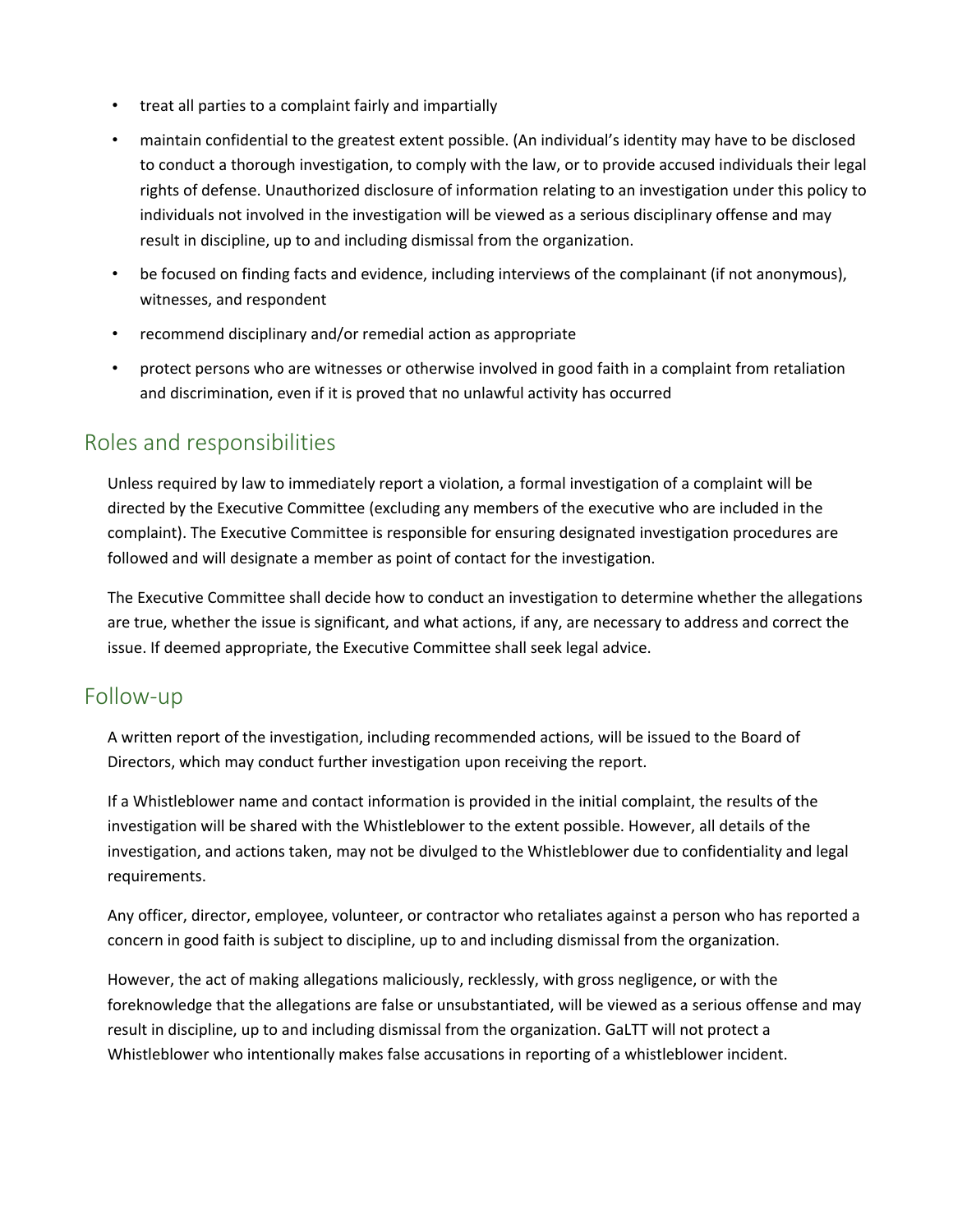- treat all parties to a complaint fairly and impartially
- maintain confidential to the greatest extent possible. (An individual's identity may have to be disclosed to conduct a thorough investigation, to comply with the law, or to provide accused individuals their legal rights of defense. Unauthorized disclosure of information relating to an investigation under this policy to individuals not involved in the investigation will be viewed as a serious disciplinary offense and may result in discipline, up to and including dismissal from the organization.
- be focused on finding facts and evidence, including interviews of the complainant (if not anonymous), witnesses, and respondent
- recommend disciplinary and/or remedial action as appropriate
- protect persons who are witnesses or otherwise involved in good faith in a complaint from retaliation and discrimination, even if it is proved that no unlawful activity has occurred

## Roles and responsibilities

Unless required by law to immediately report a violation, a formal investigation of a complaint will be directed by the Executive Committee (excluding any members of the executive who are included in the complaint). The Executive Committee is responsible for ensuring designated investigation procedures are followed and will designate a member as point of contact for the investigation.

The Executive Committee shall decide how to conduct an investigation to determine whether the allegations are true, whether the issue is significant, and what actions, if any, are necessary to address and correct the issue. If deemed appropriate, the Executive Committee shall seek legal advice.

## Follow-up

A written report of the investigation, including recommended actions, will be issued to the Board of Directors, which may conduct further investigation upon receiving the report.

If a Whistleblower name and contact information is provided in the initial complaint, the results of the investigation will be shared with the Whistleblower to the extent possible. However, all details of the investigation, and actions taken, may not be divulged to the Whistleblower due to confidentiality and legal requirements.

Any officer, director, employee, volunteer, or contractor who retaliates against a person who has reported a concern in good faith is subject to discipline, up to and including dismissal from the organization.

However, the act of making allegations maliciously, recklessly, with gross negligence, or with the foreknowledge that the allegations are false or unsubstantiated, will be viewed as a serious offense and may result in discipline, up to and including dismissal from the organization. GaLTT will not protect a Whistleblower who intentionally makes false accusations in reporting of a whistleblower incident.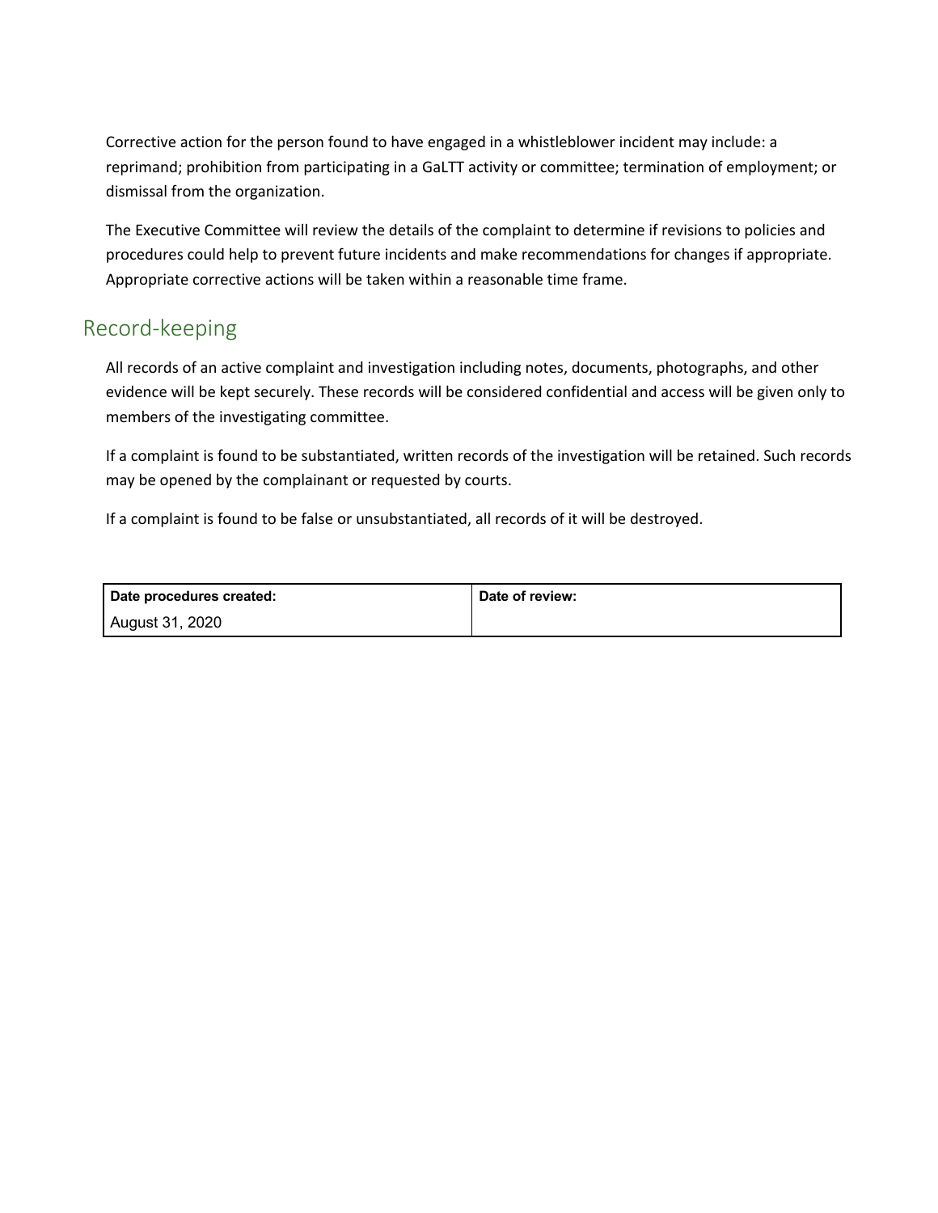Corrective action for the person found to have engaged in a whistleblower incident may include: a reprimand; prohibition from participating in a GaLTT activity or committee; termination of employment; or dismissal from the organization.

The Executive Committee will review the details of the complaint to determine if revisions to policies and procedures could help to prevent future incidents and make recommendations for changes if appropriate. Appropriate corrective actions will be taken within a reasonable time frame.

## Record-keeping

All records of an active complaint and investigation including notes, documents, photographs, and other evidence will be kept securely. These records will be considered confidential and access will be given only to members of the investigating committee.

If a complaint is found to be substantiated, written records of the investigation will be retained. Such records may be opened by the complainant or requested by courts.

If a complaint is found to be false or unsubstantiated, all records of it will be destroyed.

| **Date procedures created:** | **Date of review:** |
|---|---|
| August 31, 2020 | |